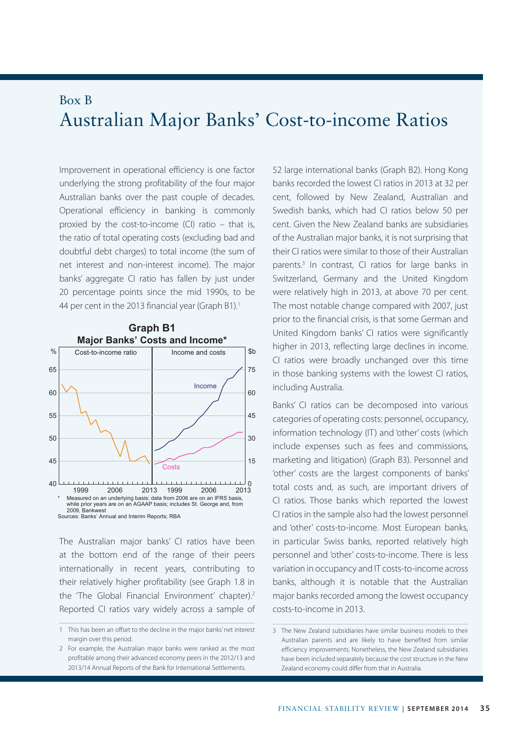Box B

# Australian Major Banks' Cost-to-income Ratios

Improvement in operational efficiency is one factor underlying the strong profitability of the four major Australian banks over the past couple of decades. Operational efficiency in banking is commonly proxied by the cost-to-income (CI) ratio – that is, the ratio of total operating costs (excluding bad and doubtful debt charges) to total income (the sum of net interest and non-interest income). The major banks' aggregate CI ratio has fallen by just under 20 percentage points since the mid 1990s, to be 44 per cent in the 2013 financial year (Graph B1).[1]

**Graph B1**
**Major Banks' Costs and Income***

\* Measured on an underlying basis; data from 2006 are on an IFRS basis, while prior years are on an AGAAP basis; includes St. George and, from 2009, Bankwest

Sources: Banks' Annual and Interim Reports; RBA

The Australian major banks' CI ratios have been at the bottom end of the range of their peers internationally in recent years, contributing to their relatively higher profitability (see Graph 1.8 in the 'The Global Financial Environment' chapter).[2] Reported CI ratios vary widely across a sample of 52 large international banks (Graph B2). Hong Kong banks recorded the lowest CI ratios in 2013 at 32 per cent, followed by New Zealand, Australian and Swedish banks, which had CI ratios below 50 per cent. Given the New Zealand banks are subsidiaries of the Australian major banks, it is not surprising that their CI ratios were similar to those of their Australian parents.[3] In contrast, CI ratios for large banks in Switzerland, Germany and the United Kingdom were relatively high in 2013, at above 70 per cent. The most notable change compared with 2007, just prior to the financial crisis, is that some German and United Kingdom banks' CI ratios were significantly higher in 2013, reflecting large declines in income. CI ratios were broadly unchanged over this time in those banking systems with the lowest CI ratios, including Australia.

Banks' CI ratios can be decomposed into various categories of operating costs: personnel, occupancy, information technology (IT) and 'other' costs (which include expenses such as fees and commissions, marketing and litigation) (Graph B3). Personnel and 'other' costs are the largest components of banks' total costs and, as such, are important drivers of CI ratios. Those banks which reported the lowest CI ratios in the sample also had the lowest personnel and 'other' costs-to-income. Most European banks, in particular Swiss banks, reported relatively high personnel and 'other' costs-to-income. There is less variation in occupancy and IT costs-to-income across banks, although it is notable that the Australian major banks recorded among the lowest occupancy costs-to-income in 2013.

---

1 This has been an offset to the decline in the major banks' net interest margin over this period.

2 For example, the Australian major banks were ranked as the most profitable among their advanced economy peers in the 2012/13 and 2013/14 Annual Reports of the Bank for International Settlements.

3 The New Zealand subsidiaries have similar business models to their Australian parents and are likely to have benefited from similar efficiency improvements. Nonetheless, the New Zealand subsidiaries have been included separately because the cost structure in the New Zealand economy could differ from that in Australia.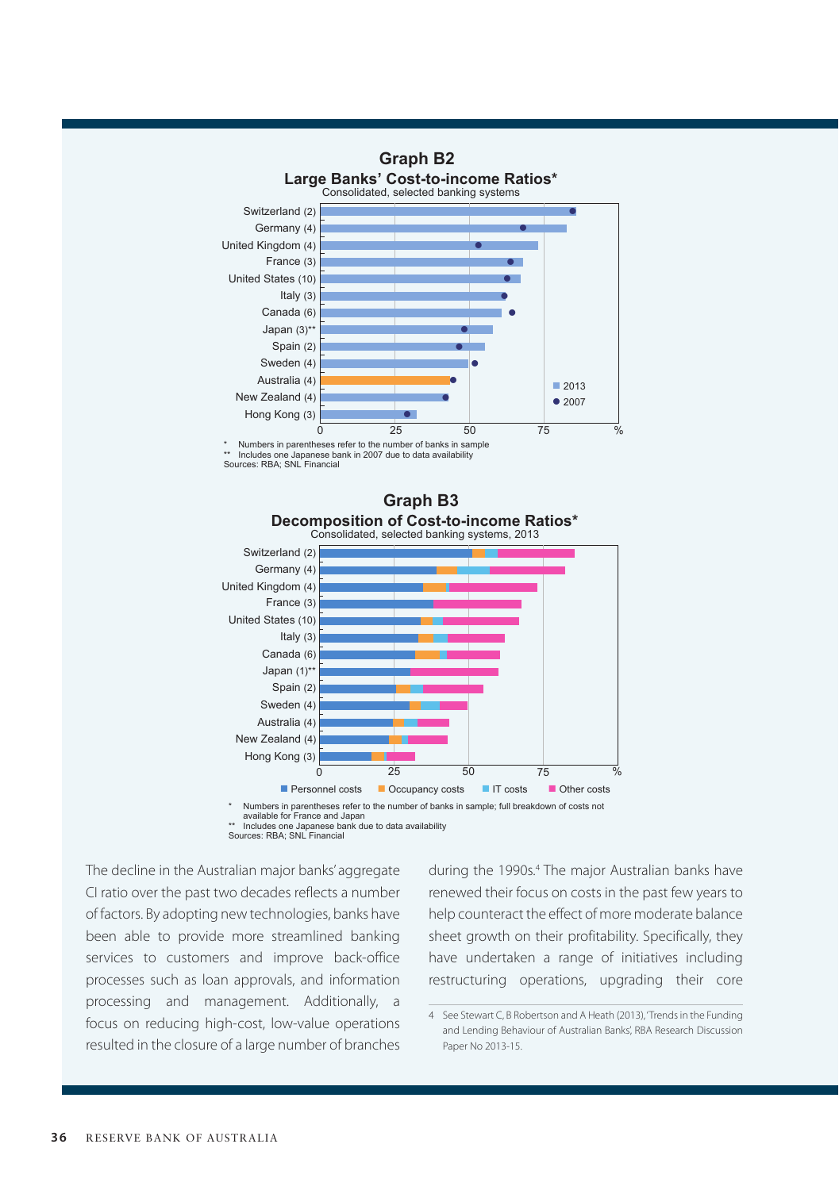## Graph B2

### Large Banks' Cost-to-income Ratios*

Consolidated, selected banking systems

Switzerland (2), Germany (4), United Kingdom (4), France (3), United States (10), Italy (3), Canada (6), Japan (3)**, Spain (2), Sweden (4), Australia (4), New Zealand (4), Hong Kong (3)

Legend: 2013; 2007

\* Numbers in parentheses refer to the number of banks in sample

\*\* Includes one Japanese bank in 2007 due to data availability

Sources: RBA; SNL Financial

## Graph B3

### Decomposition of Cost-to-income Ratios*

Consolidated, selected banking systems, 2013

Switzerland (2), Germany (4), United Kingdom (4), France (3), United States (10), Italy (3), Canada (6), Japan (1)**, Spain (2), Sweden (4), Australia (4), New Zealand (4), Hong Kong (3)

Legend: Personnel costs; Occupancy costs; IT costs; Other costs

\* Numbers in parentheses refer to the number of banks in sample; full breakdown of costs not available for France and Japan

\*\* Includes one Japanese bank due to data availability

Sources: RBA; SNL Financial

The decline in the Australian major banks' aggregate CI ratio over the past two decades reflects a number of factors. By adopting new technologies, banks have been able to provide more streamlined banking services to customers and improve back-office processes such as loan approvals, and information processing and management. Additionally, a focus on reducing high-cost, low-value operations resulted in the closure of a large number of branches during the 1990s.[4] The major Australian banks have renewed their focus on costs in the past few years to help counteract the effect of more moderate balance sheet growth on their profitability. Specifically, they have undertaken a range of initiatives including restructuring operations, upgrading their core

4 See Stewart C, B Robertson and A Heath (2013), 'Trends in the Funding and Lending Behaviour of Australian Banks', RBA Research Discussion Paper No 2013-15.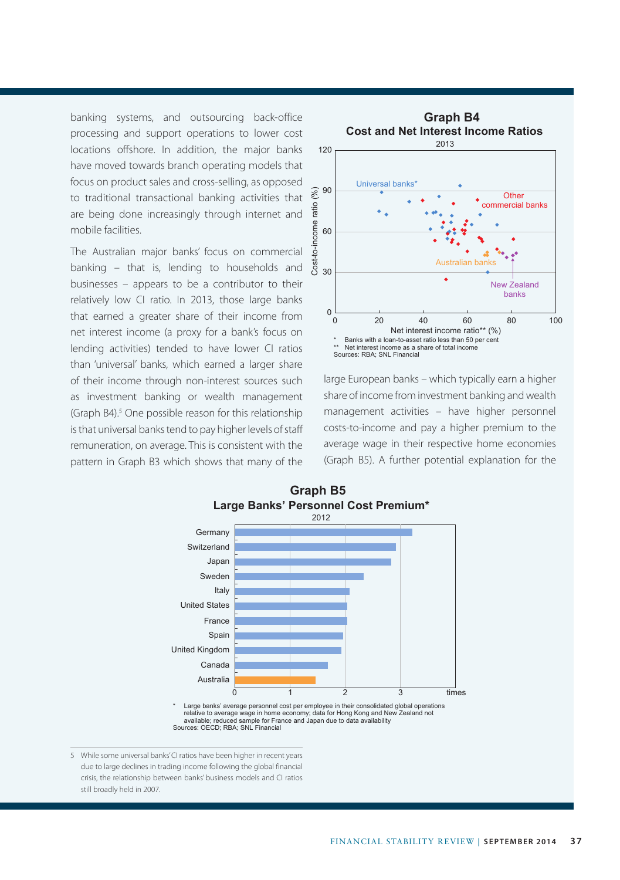banking systems, and outsourcing back-office processing and support operations to lower cost locations offshore. In addition, the major banks have moved towards branch operating models that focus on product sales and cross-selling, as opposed to traditional transactional banking activities that are being done increasingly through internet and mobile facilities.

The Australian major banks' focus on commercial banking – that is, lending to households and businesses – appears to be a contributor to their relatively low CI ratio. In 2013, those large banks that earned a greater share of their income from net interest income (a proxy for a bank's focus on lending activities) tended to have lower CI ratios than 'universal' banks, which earned a larger share of their income through non-interest sources such as investment banking or wealth management (Graph B4).[5] One possible reason for this relationship is that universal banks tend to pay higher levels of staff remuneration, on average. This is consistent with the pattern in Graph B3 which shows that many of the large European banks – which typically earn a higher share of income from investment banking and wealth management activities – have higher personnel costs-to-income and pay a higher premium to the average wage in their respective home economies (Graph B5). A further potential explanation for the

**Graph B4**
**Cost and Net Interest Income Ratios**
2013

\* Banks with a loan-to-asset ratio less than 50 per cent
\*\* Net interest income as a share of total income
Sources: RBA; SNL Financial

**Graph B5**
**Large Banks' Personnel Cost Premium\***
2012

\* Large banks' average personnel cost per employee in their consolidated global operations relative to average wage in home economy; data for Hong Kong and New Zealand not available; reduced sample for France and Japan due to data availability
Sources: OECD; RBA; SNL Financial

5 While some universal banks' CI ratios have been higher in recent years due to large declines in trading income following the global financial crisis, the relationship between banks' business models and CI ratios still broadly held in 2007.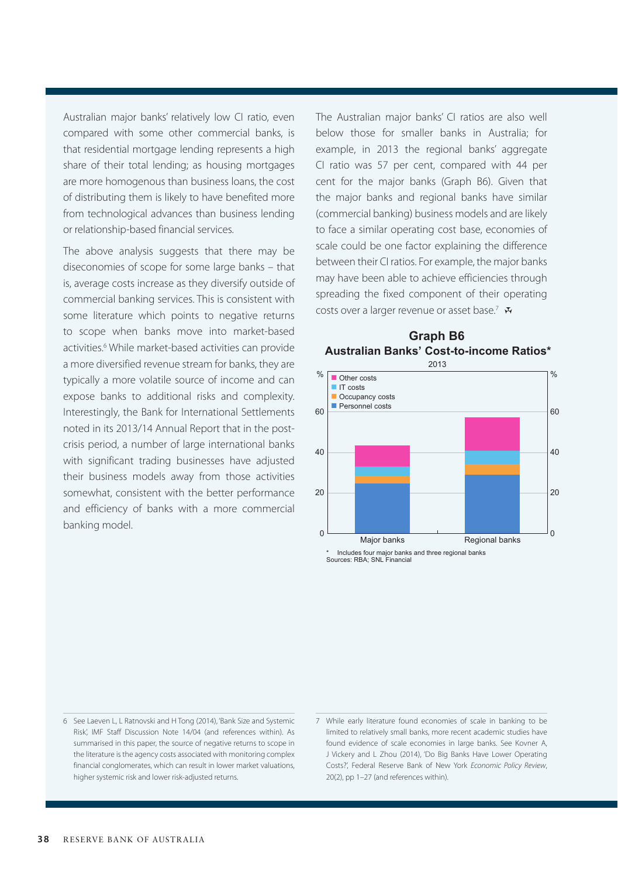Australian major banks' relatively low CI ratio, even compared with some other commercial banks, is that residential mortgage lending represents a high share of their total lending; as housing mortgages are more homogenous than business loans, the cost of distributing them is likely to have benefited more from technological advances than business lending or relationship-based financial services.

The above analysis suggests that there may be diseconomies of scope for some large banks – that is, average costs increase as they diversify outside of commercial banking services. This is consistent with some literature which points to negative returns to scope when banks move into market-based activities.[6] While market-based activities can provide a more diversified revenue stream for banks, they are typically a more volatile source of income and can expose banks to additional risks and complexity. Interestingly, the Bank for International Settlements noted in its 2013/14 Annual Report that in the post-crisis period, a number of large international banks with significant trading businesses have adjusted their business models away from those activities somewhat, consistent with the better performance and efficiency of banks with a more commercial banking model.

The Australian major banks' CI ratios are also well below those for smaller banks in Australia; for example, in 2013 the regional banks' aggregate CI ratio was 57 per cent, compared with 44 per cent for the major banks (Graph B6). Given that the major banks and regional banks have similar (commercial banking) business models and are likely to face a similar operating cost base, economies of scale could be one factor explaining the difference between their CI ratios. For example, the major banks may have been able to achieve efficiencies through spreading the fixed component of their operating costs over a larger revenue or asset base.[7]

**Graph B6**
**Australian Banks' Cost-to-income Ratios***
2013

%
60
40
20
0
Other costs
IT costs
Occupancy costs
Personnel costs
Major banks
Regional banks

\* Includes four major banks and three regional banks
Sources: RBA; SNL Financial

---

6 See Laeven L, L Ratnovski and H Tong (2014), 'Bank Size and Systemic Risk', IMF Staff Discussion Note 14/04 (and references within). As summarised in this paper, the source of negative returns to scope in the literature is the agency costs associated with monitoring complex financial conglomerates, which can result in lower market valuations, higher systemic risk and lower risk-adjusted returns.

7 While early literature found economies of scale in banking to be limited to relatively small banks, more recent academic studies have found evidence of scale economies in large banks. See Kovner A, J Vickery and L Zhou (2014), 'Do Big Banks Have Lower Operating Costs?', Federal Reserve Bank of New York *Economic Policy Review*, 20(2), pp 1–27 (and references within).